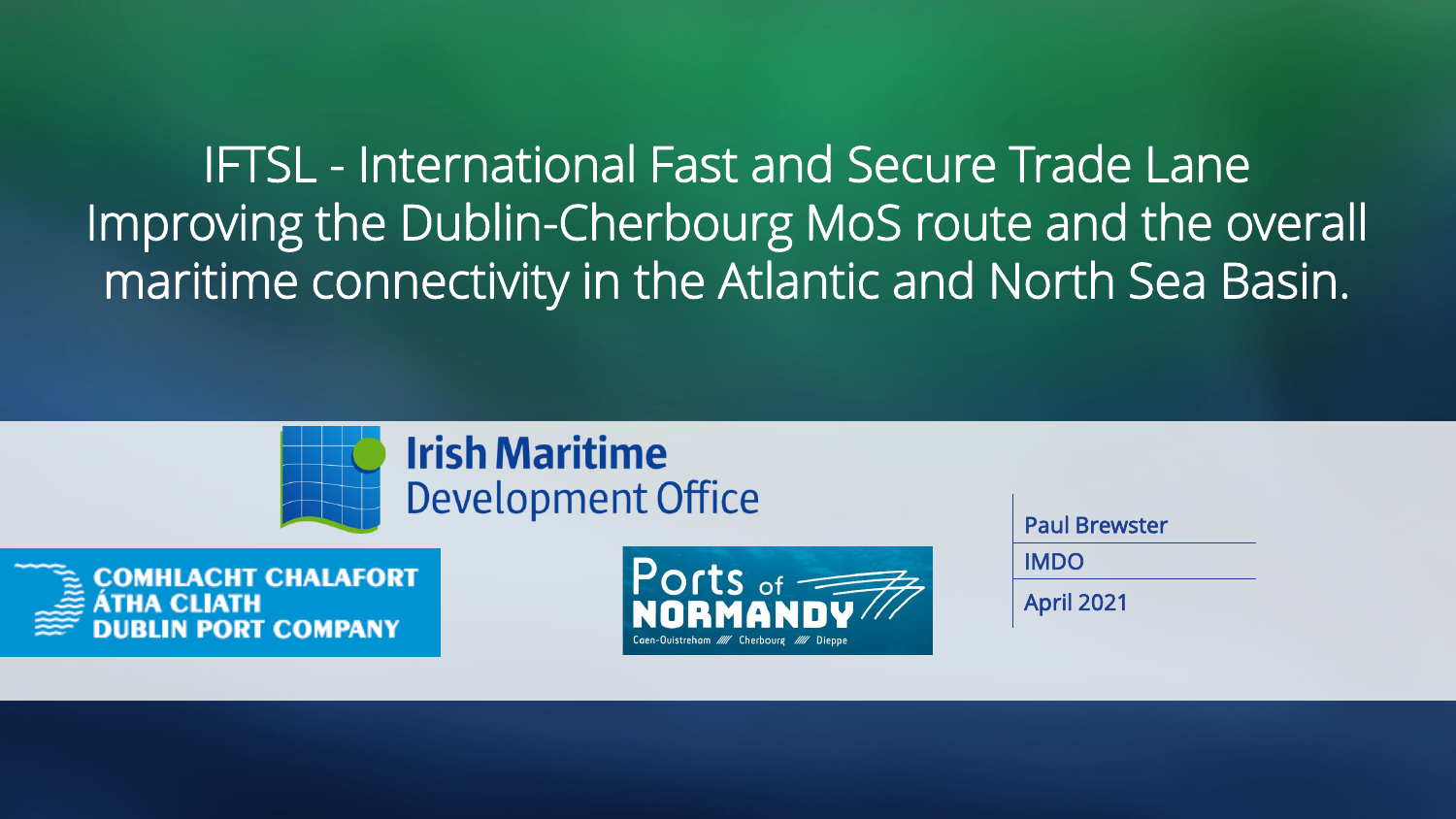# IFTSL - International Fast and Secure Trade Lane
# Improving the Dublin-Cherbourg MoS route and the overall maritime connectivity in the Atlantic and North Sea Basin.

**Irish Maritime** Development Office

COMHLACHT CHALAFORT ÁTHA CLIATH
DUBLIN PORT COMPANY

Ports of NORMANDY
Caen-Ouistreham Cherbourg Dieppe

Paul Brewster

IMDO

April 2021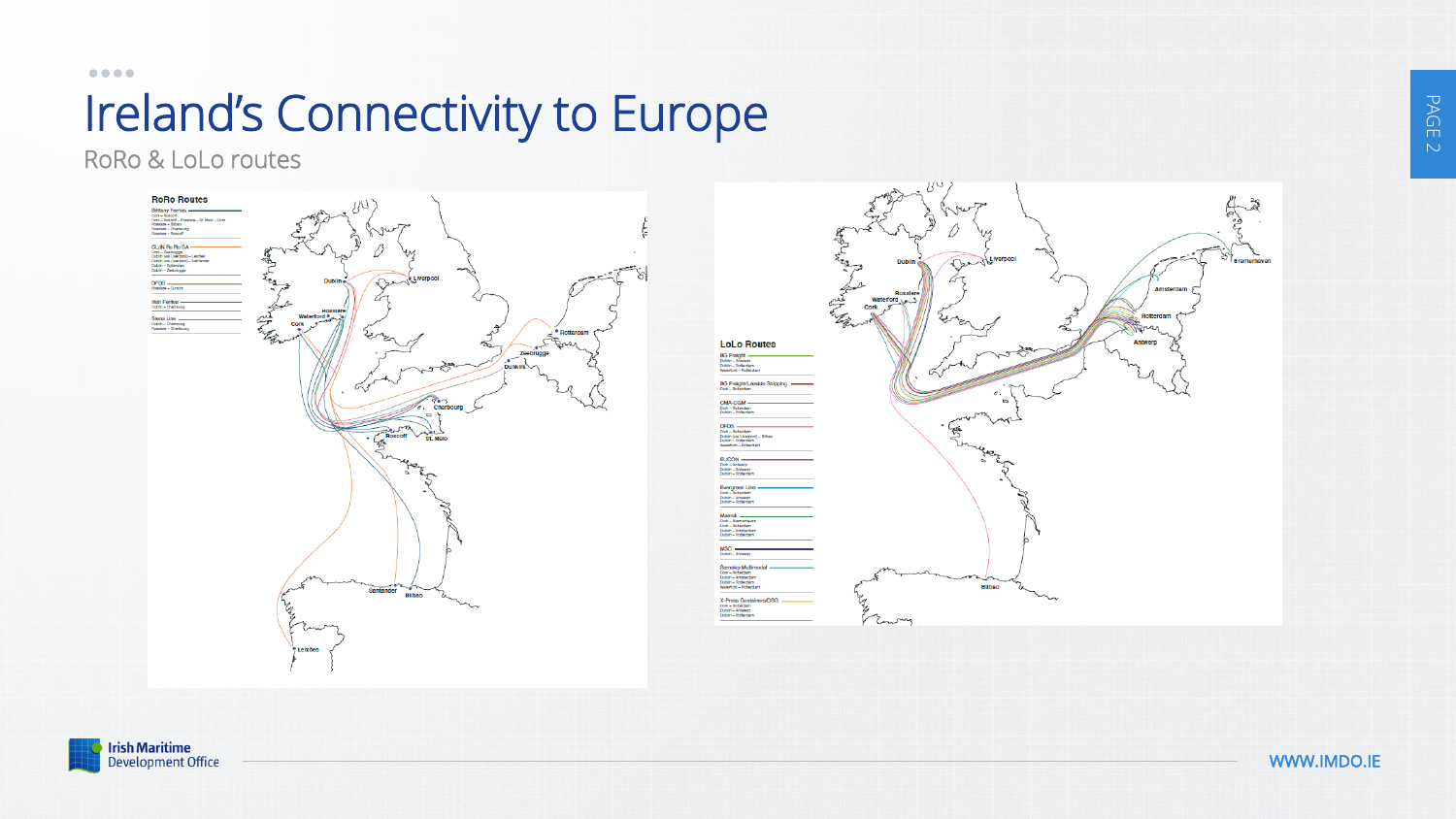# Ireland's Connectivity to Europe

RoRo & LoLo routes

**RoRo Routes**

Brittany Ferries
Cork – Roscoff
Cork – Roscoff – Rosslare – St. Malo – Cork
Rosslare – Bilbao
Rosslare – Cherbourg
Rosslare – Roscoff

CLdN Ro Ro SA
Cork – Zeebrugge
Dublin (via Liverpool) – Leixões
Dublin (via Liverpool) – Santander
Dublin – Rotterdam
Dublin – Zeebrugge

DFDS
Rosslare – Dunkirk

Irish Ferries
Dublin – Cherbourg

Stena Line
Dublin – Cherbourg
Rosslare – Cherbourg

Dublin, Liverpool, Rosslare, Waterford, Cork, Rotterdam, Zeebrugge, Dunkirk, Cherbourg, Roscoff, St. Malo, Santander, Bilbao, Leixões

**LoLo Routes**

BG Freight
Dublin – Antwerp
Dublin – Rotterdam
Waterford – Rotterdam

BG Freight/Leeside Shipping
Cork – Rotterdam

CMA-CGM
Cork – Rotterdam
Dublin – Rotterdam

DFDS
Cork – Rotterdam
Dublin (via Liverpool) – Bilbao
Dublin – Rotterdam
Waterford – Rotterdam

EUCON
Cork – Antwerp
Dublin – Antwerp
Dublin – Rotterdam

Evergreen Line
Cork – Rotterdam
Dublin – Antwerp
Dublin – Rotterdam

Maersk
Cork – Bremerhaven
Cork – Rotterdam
Dublin – Amsterdam
Dublin – Rotterdam

MSC
Dublin – Antwerp

Samskip Multimodal
Cork – Rotterdam
Dublin – Amsterdam
Dublin – Rotterdam
Waterford – Rotterdam

X-Press Containers/OSG
Cork – Rotterdam
Dublin – Antwerp
Dublin – Rotterdam

Dublin, Liverpool, Rosslare, Waterford, Cork, Bremerhaven, Amsterdam, Rotterdam, Antwerp, Bilbao

Irish Maritime Development Office

WWW.IMDO.IE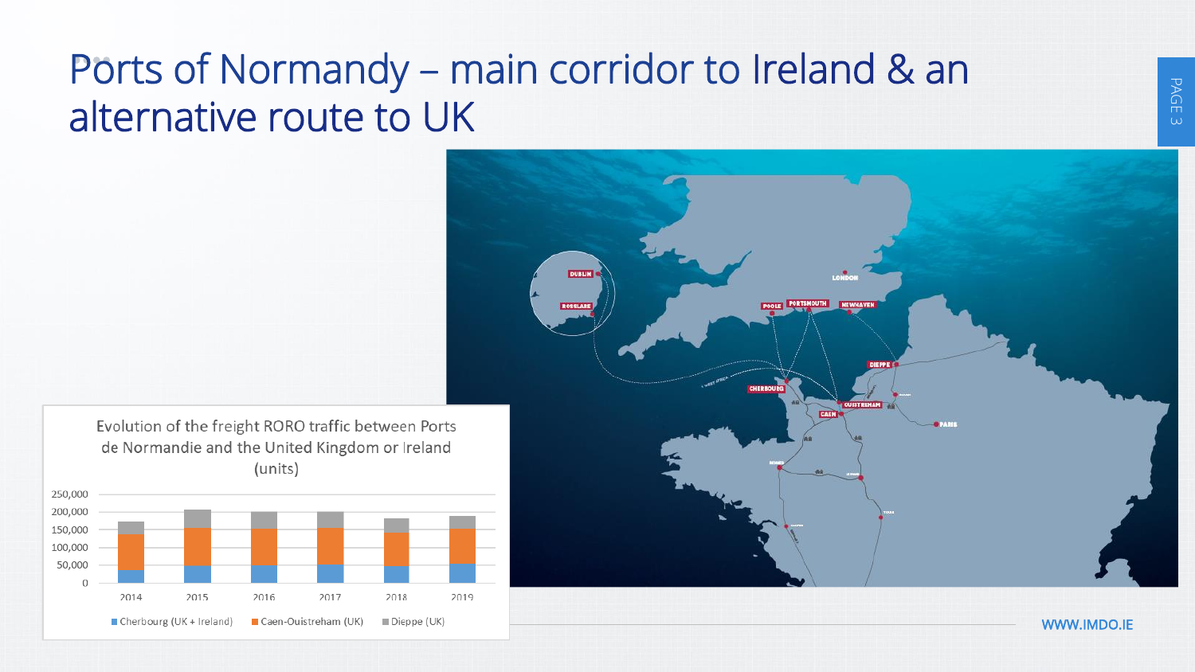# Ports of Normandy – main corridor to Ireland & an alternative route to UK

DUBLIN
ROSSLARE
POOLE
PORTSMOUTH
NEWHAVEN
LONDON
DIEPPE
CHERBOURG
OUISTREHAM
CAEN
PARIS

Evolution of the freight RORO traffic between Ports de Normandie and the United Kingdom or Ireland (units)

250,000
200,000
150,000
100,000
50,000
0

2014
2015
2016
2017
2018
2019

Cherbourg (UK + Ireland)
Caen-Ouistreham (UK)
Dieppe (UK)

WWW.IMDO.IE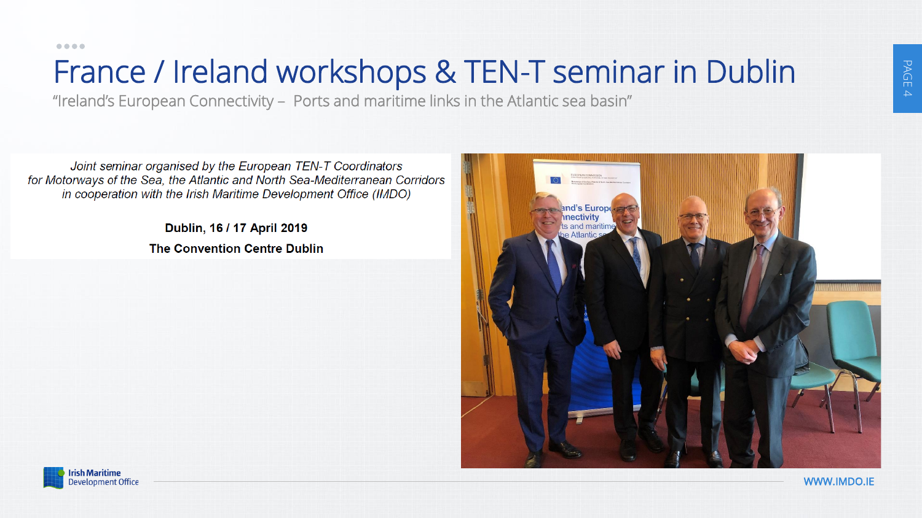# France / Ireland workshops & TEN-T seminar in Dublin

"Ireland's European Connectivity – Ports and maritime links in the Atlantic sea basin"

*Joint seminar organised by the European TEN-T Coordinators for Motorways of the Sea, the Atlantic and North Sea-Mediterranean Corridors in cooperation with the Irish Maritime Development Office (IMDO)*

**Dublin, 16 / 17 April 2019**

**The Convention Centre Dublin**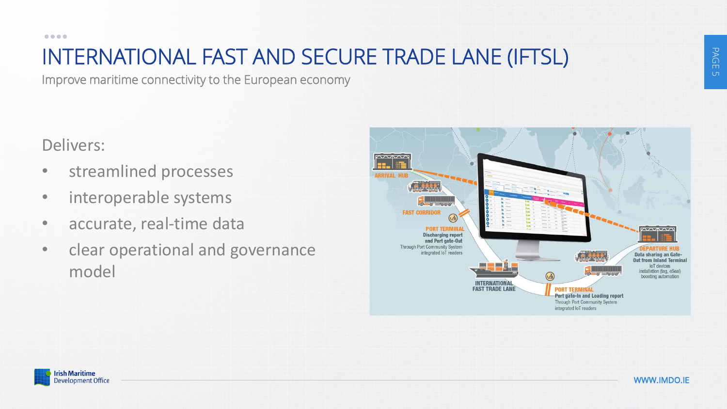# INTERNATIONAL FAST AND SECURE TRADE LANE (IFTSL)

Improve maritime connectivity to the European economy

Delivers:

- streamlined processes
- interoperable systems
- accurate, real-time data
- clear operational and governance model

ARRIVAL HUB

FAST CORRIDOR

PORT TERMINAL
Discharging report and Port gate-Out
Through Port Community System integrated IoT readers

INTERNATIONAL FAST TRADE LANE

PORT TERMINAL
Port gate-In and Loading report
Through Port Community System integrated IoT readers

DEPARTURE HUB
Data sharing an Gate-Out from Inland Terminal
IoT devices installation (tag, eSeal) boosting automation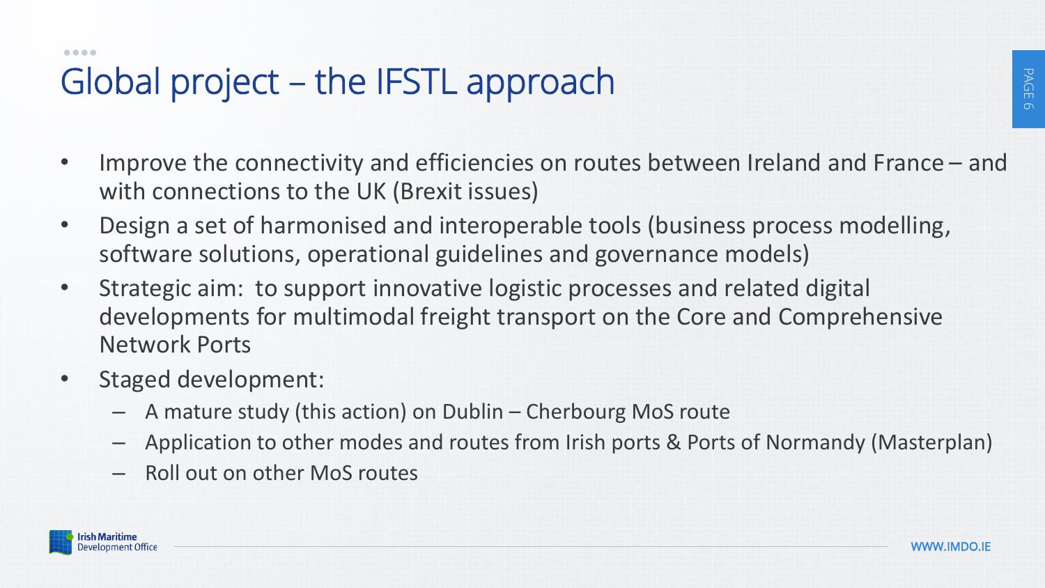# Global project – the IFSTL approach

- Improve the connectivity and efficiencies on routes between Ireland and France – and with connections to the UK (Brexit issues)
- Design a set of harmonised and interoperable tools (business process modelling, software solutions, operational guidelines and governance models)
- Strategic aim: to support innovative logistic processes and related digital developments for multimodal freight transport on the Core and Comprehensive Network Ports
- Staged development:
  - A mature study (this action) on Dublin – Cherbourg MoS route
  - Application to other modes and routes from Irish ports & Ports of Normandy (Masterplan)
  - Roll out on other MoS routes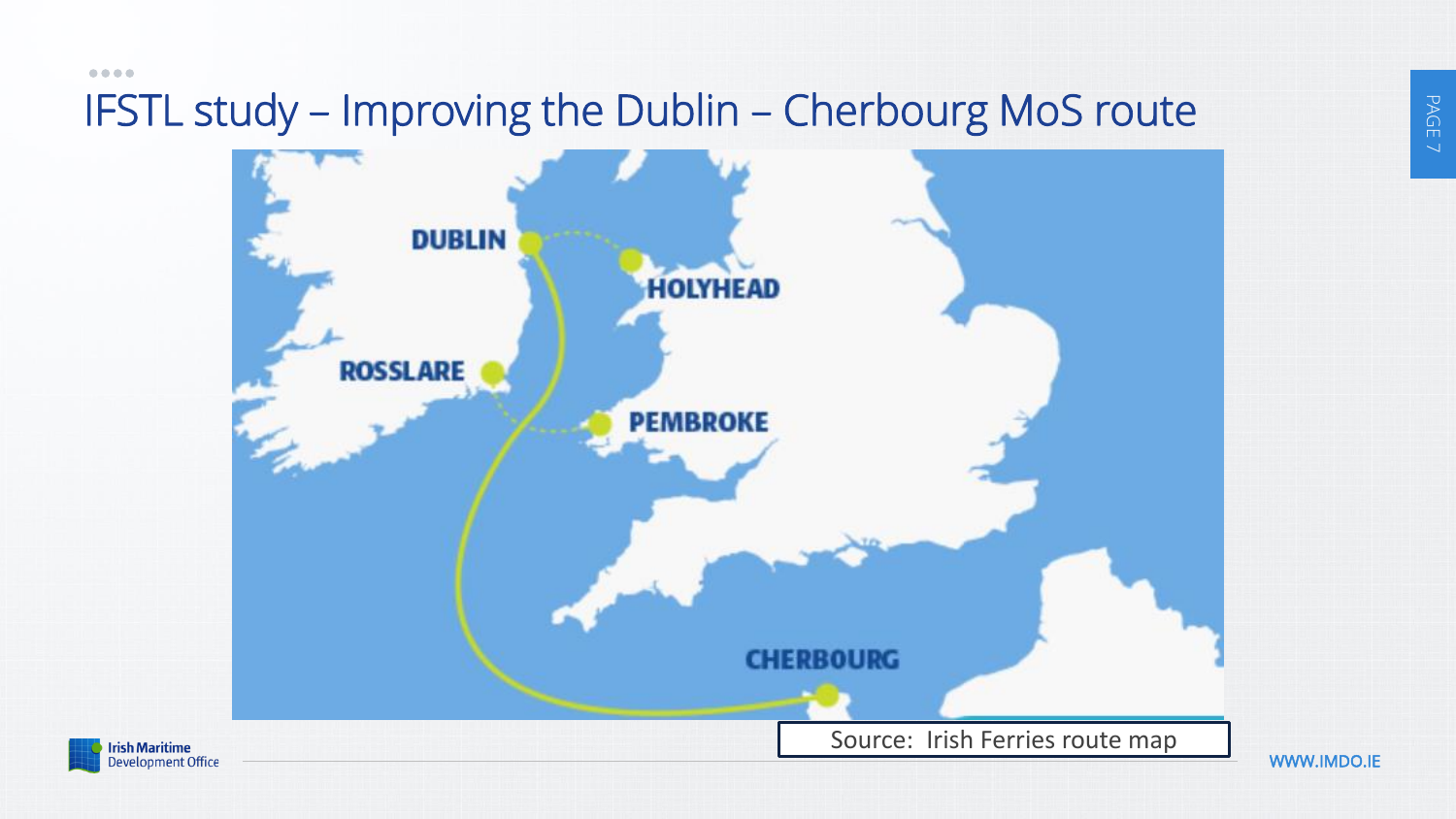# IFSTL study – Improving the Dublin – Cherbourg MoS route

DUBLIN

HOLYHEAD

ROSSLARE

PEMBROKE

CHERBOURG

Source: Irish Ferries route map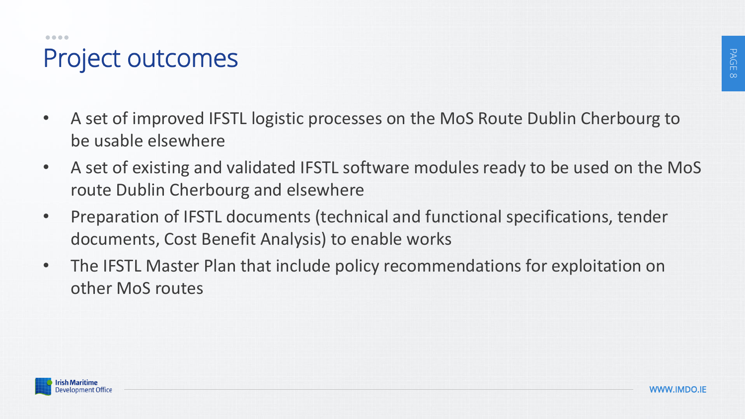# Project outcomes

- A set of improved IFSTL logistic processes on the MoS Route Dublin Cherbourg to be usable elsewhere
- A set of existing and validated IFSTL software modules ready to be used on the MoS route Dublin Cherbourg and elsewhere
- Preparation of IFSTL documents (technical and functional specifications, tender documents, Cost Benefit Analysis) to enable works
- The IFSTL Master Plan that include policy recommendations for exploitation on other MoS routes